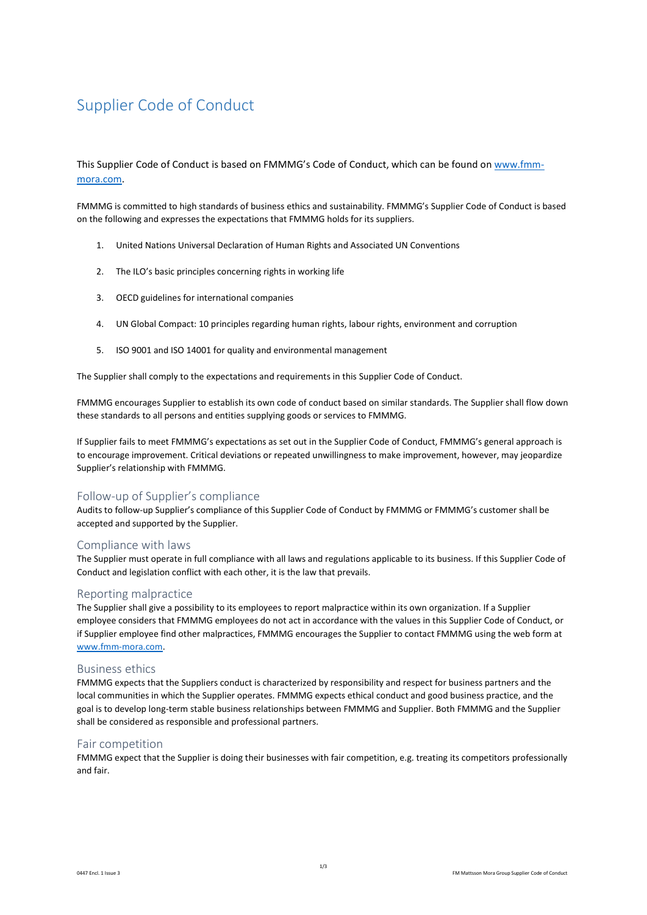# Supplier Code of Conduct

This Supplier Code of Conduct is based on FMMMG's Code of Conduct, which can be found on [www.fmm-mora.com](http://www.fmm-mora.com).

FMMMG is committed to high standards of business ethics and sustainability. FMMMG's Supplier Code of Conduct is based on the following and expresses the expectations that FMMMG holds for its suppliers.

1. United Nations Universal Declaration of Human Rights and Associated UN Conventions
2. The ILO's basic principles concerning rights in working life
3. OECD guidelines for international companies
4. UN Global Compact: 10 principles regarding human rights, labour rights, environment and corruption
5. ISO 9001 and ISO 14001 for quality and environmental management

The Supplier shall comply to the expectations and requirements in this Supplier Code of Conduct.

FMMMG encourages Supplier to establish its own code of conduct based on similar standards. The Supplier shall flow down these standards to all persons and entities supplying goods or services to FMMMG.

If Supplier fails to meet FMMMG's expectations as set out in the Supplier Code of Conduct, FMMMG's general approach is to encourage improvement. Critical deviations or repeated unwillingness to make improvement, however, may jeopardize Supplier's relationship with FMMMG.

## Follow-up of Supplier's compliance

Audits to follow-up Supplier's compliance of this Supplier Code of Conduct by FMMMG or FMMMG's customer shall be accepted and supported by the Supplier.

## Compliance with laws

The Supplier must operate in full compliance with all laws and regulations applicable to its business. If this Supplier Code of Conduct and legislation conflict with each other, it is the law that prevails.

## Reporting malpractice

The Supplier shall give a possibility to its employees to report malpractice within its own organization. If a Supplier employee considers that FMMMG employees do not act in accordance with the values in this Supplier Code of Conduct, or if Supplier employee find other malpractices, FMMMG encourages the Supplier to contact FMMMG using the web form at [www.fmm-mora.com](http://www.fmm-mora.com).

## Business ethics

FMMMG expects that the Suppliers conduct is characterized by responsibility and respect for business partners and the local communities in which the Supplier operates. FMMMG expects ethical conduct and good business practice, and the goal is to develop long-term stable business relationships between FMMMG and Supplier. Both FMMMG and the Supplier shall be considered as responsible and professional partners.

## Fair competition

FMMMG expect that the Supplier is doing their businesses with fair competition, e.g. treating its competitors professionally and fair.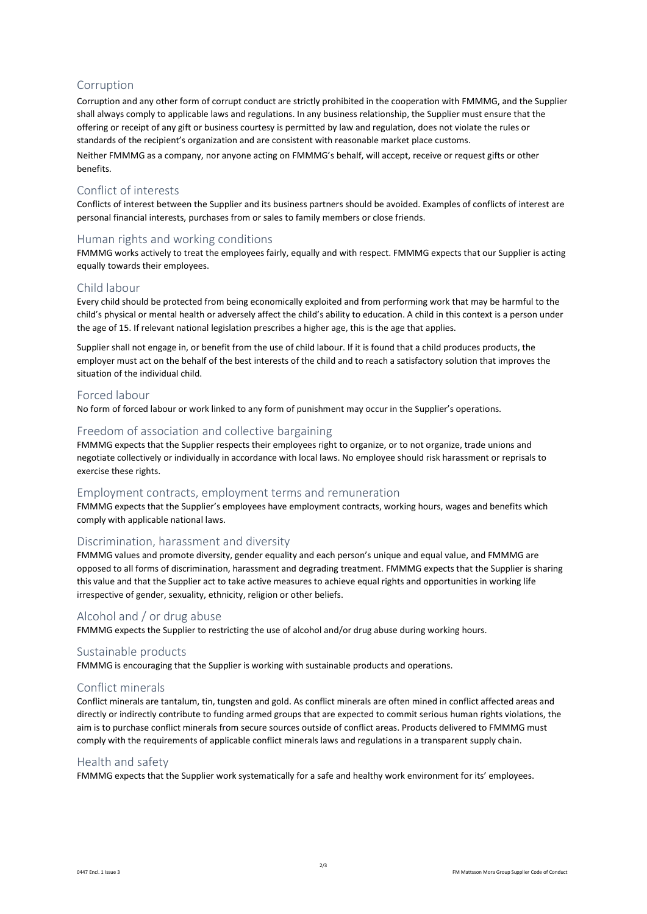## Corruption

Corruption and any other form of corrupt conduct are strictly prohibited in the cooperation with FMMMG, and the Supplier shall always comply to applicable laws and regulations. In any business relationship, the Supplier must ensure that the offering or receipt of any gift or business courtesy is permitted by law and regulation, does not violate the rules or standards of the recipient's organization and are consistent with reasonable market place customs.

Neither FMMMG as a company, nor anyone acting on FMMMG's behalf, will accept, receive or request gifts or other benefits.

## Conflict of interests

Conflicts of interest between the Supplier and its business partners should be avoided. Examples of conflicts of interest are personal financial interests, purchases from or sales to family members or close friends.

## Human rights and working conditions

FMMMG works actively to treat the employees fairly, equally and with respect. FMMMG expects that our Supplier is acting equally towards their employees.

## Child labour

Every child should be protected from being economically exploited and from performing work that may be harmful to the child's physical or mental health or adversely affect the child's ability to education. A child in this context is a person under the age of 15. If relevant national legislation prescribes a higher age, this is the age that applies.

Supplier shall not engage in, or benefit from the use of child labour. If it is found that a child produces products, the employer must act on the behalf of the best interests of the child and to reach a satisfactory solution that improves the situation of the individual child.

## Forced labour

No form of forced labour or work linked to any form of punishment may occur in the Supplier's operations.

## Freedom of association and collective bargaining

FMMMG expects that the Supplier respects their employees right to organize, or to not organize, trade unions and negotiate collectively or individually in accordance with local laws. No employee should risk harassment or reprisals to exercise these rights.

## Employment contracts, employment terms and remuneration

FMMMG expects that the Supplier's employees have employment contracts, working hours, wages and benefits which comply with applicable national laws.

## Discrimination, harassment and diversity

FMMMG values and promote diversity, gender equality and each person's unique and equal value, and FMMMG are opposed to all forms of discrimination, harassment and degrading treatment. FMMMG expects that the Supplier is sharing this value and that the Supplier act to take active measures to achieve equal rights and opportunities in working life irrespective of gender, sexuality, ethnicity, religion or other beliefs.

## Alcohol and / or drug abuse

FMMMG expects the Supplier to restricting the use of alcohol and/or drug abuse during working hours.

## Sustainable products

FMMMG is encouraging that the Supplier is working with sustainable products and operations.

## Conflict minerals

Conflict minerals are tantalum, tin, tungsten and gold. As conflict minerals are often mined in conflict affected areas and directly or indirectly contribute to funding armed groups that are expected to commit serious human rights violations, the aim is to purchase conflict minerals from secure sources outside of conflict areas. Products delivered to FMMMG must comply with the requirements of applicable conflict minerals laws and regulations in a transparent supply chain.

## Health and safety

FMMMG expects that the Supplier work systematically for a safe and healthy work environment for its' employees.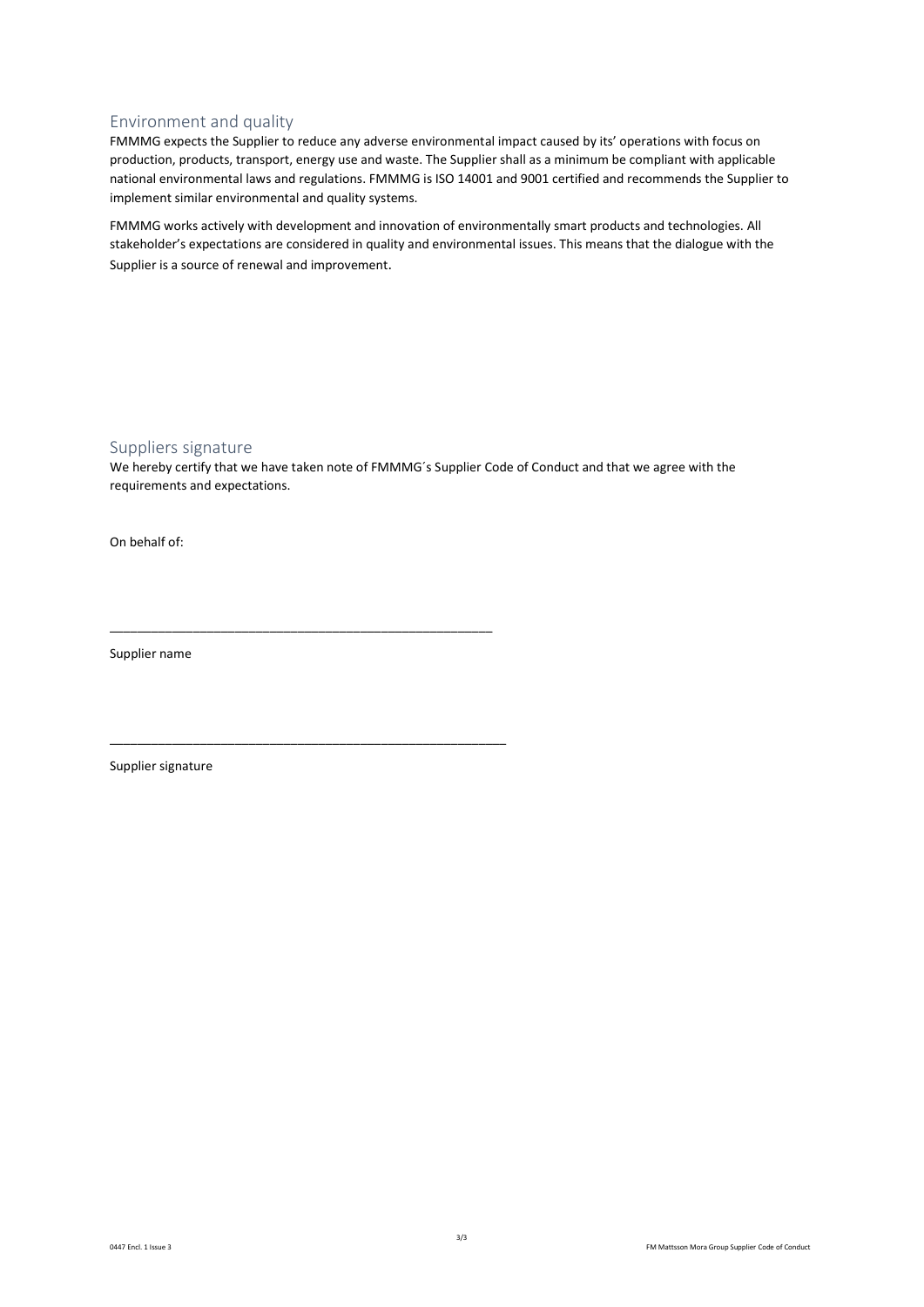## Environment and quality

FMMMG expects the Supplier to reduce any adverse environmental impact caused by its' operations with focus on production, products, transport, energy use and waste. The Supplier shall as a minimum be compliant with applicable national environmental laws and regulations. FMMMG is ISO 14001 and 9001 certified and recommends the Supplier to implement similar environmental and quality systems.

FMMMG works actively with development and innovation of environmentally smart products and technologies. All stakeholder's expectations are considered in quality and environmental issues. This means that the dialogue with the Supplier is a source of renewal and improvement.

## Suppliers signature

We hereby certify that we have taken note of FMMMG´s Supplier Code of Conduct and that we agree with the requirements and expectations.

On behalf of:

_______________________________________________________

Supplier name

_______________________________________________________

Supplier signature